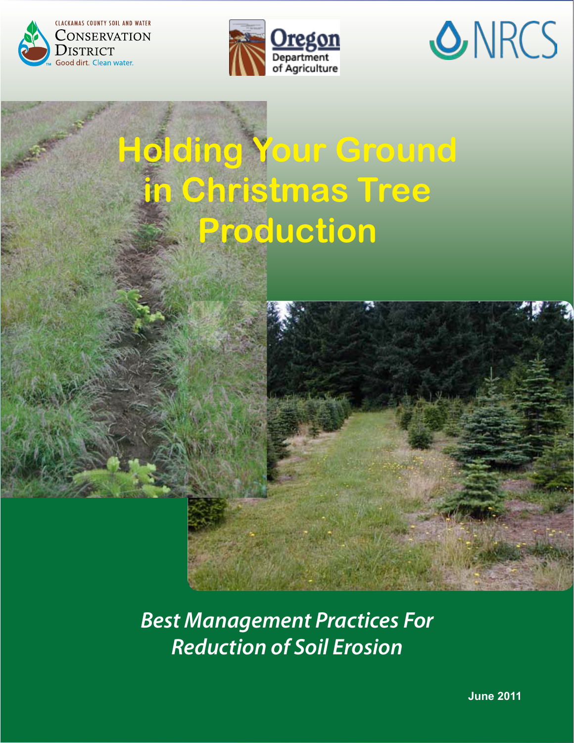CLACKAMAS COUNTY SOIL AND WATER CONSERVATION DISTRICT

Good dirt. Clean water.

Oregon Department of Agriculture

NRCS

# Holding Your Ground in Christmas Tree Production

## *Best Management Practices For Reduction of Soil Erosion*

**June 2011**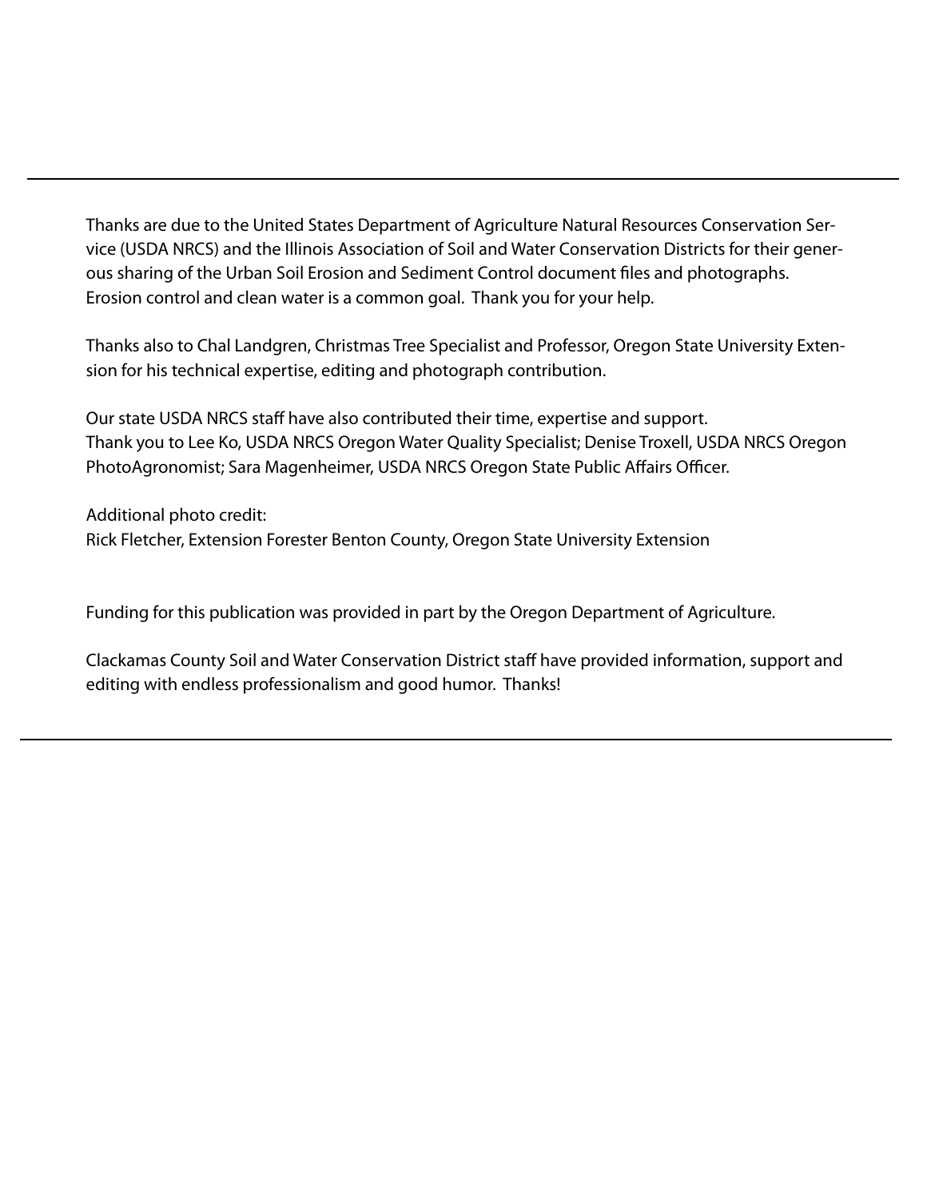---

Thanks are due to the United States Department of Agriculture Natural Resources Conservation Service (USDA NRCS) and the Illinois Association of Soil and Water Conservation Districts for their generous sharing of the Urban Soil Erosion and Sediment Control document files and photographs. Erosion control and clean water is a common goal. Thank you for your help.

Thanks also to Chal Landgren, Christmas Tree Specialist and Professor, Oregon State University Extension for his technical expertise, editing and photograph contribution.

Our state USDA NRCS staff have also contributed their time, expertise and support.
Thank you to Lee Ko, USDA NRCS Oregon Water Quality Specialist; Denise Troxell, USDA NRCS Oregon PhotoAgronomist; Sara Magenheimer, USDA NRCS Oregon State Public Affairs Officer.

Additional photo credit:
Rick Fletcher, Extension Forester Benton County, Oregon State University Extension

Funding for this publication was provided in part by the Oregon Department of Agriculture.

Clackamas County Soil and Water Conservation District staff have provided information, support and editing with endless professionalism and good humor. Thanks!

---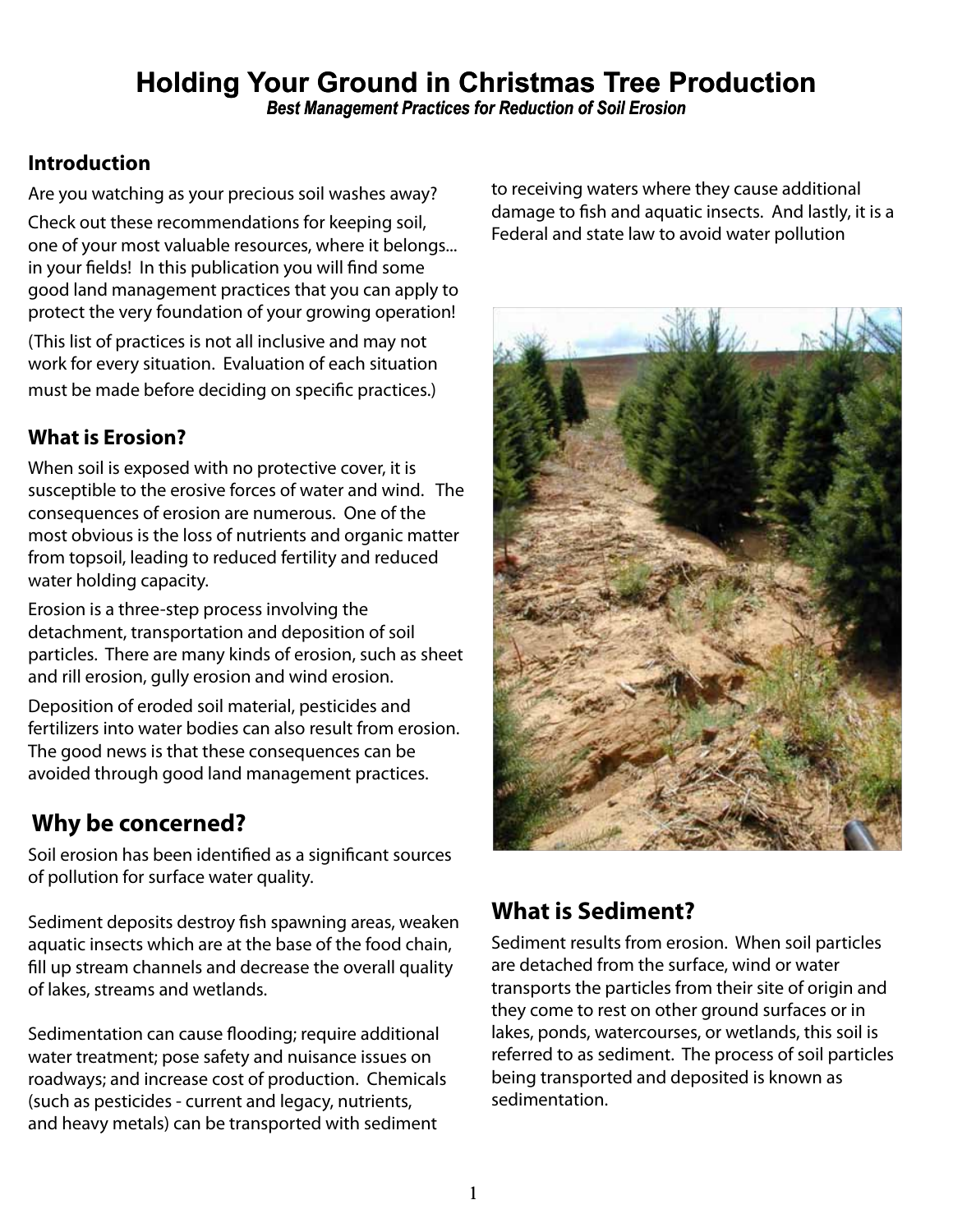# Holding Your Ground in Christmas Tree Production

***Best Management Practices for Reduction of Soil Erosion***

## Introduction

Are you watching as your precious soil washes away?

Check out these recommendations for keeping soil, one of your most valuable resources, where it belongs... in your fields! In this publication you will find some good land management practices that you can apply to protect the very foundation of your growing operation!

(This list of practices is not all inclusive and may not work for every situation. Evaluation of each situation must be made before deciding on specific practices.)

## What is Erosion?

When soil is exposed with no protective cover, it is susceptible to the erosive forces of water and wind. The consequences of erosion are numerous. One of the most obvious is the loss of nutrients and organic matter from topsoil, leading to reduced fertility and reduced water holding capacity.

Erosion is a three-step process involving the detachment, transportation and deposition of soil particles. There are many kinds of erosion, such as sheet and rill erosion, gully erosion and wind erosion.

Deposition of eroded soil material, pesticides and fertilizers into water bodies can also result from erosion. The good news is that these consequences can be avoided through good land management practices.

## Why be concerned?

Soil erosion has been identified as a significant sources of pollution for surface water quality.

Sediment deposits destroy fish spawning areas, weaken aquatic insects which are at the base of the food chain, fill up stream channels and decrease the overall quality of lakes, streams and wetlands.

Sedimentation can cause flooding; require additional water treatment; pose safety and nuisance issues on roadways; and increase cost of production. Chemicals (such as pesticides - current and legacy, nutrients, and heavy metals) can be transported with sediment to receiving waters where they cause additional damage to fish and aquatic insects. And lastly, it is a Federal and state law to avoid water pollution

## What is Sediment?

Sediment results from erosion. When soil particles are detached from the surface, wind or water transports the particles from their site of origin and they come to rest on other ground surfaces or in lakes, ponds, watercourses, or wetlands, this soil is referred to as sediment. The process of soil particles being transported and deposited is known as sedimentation.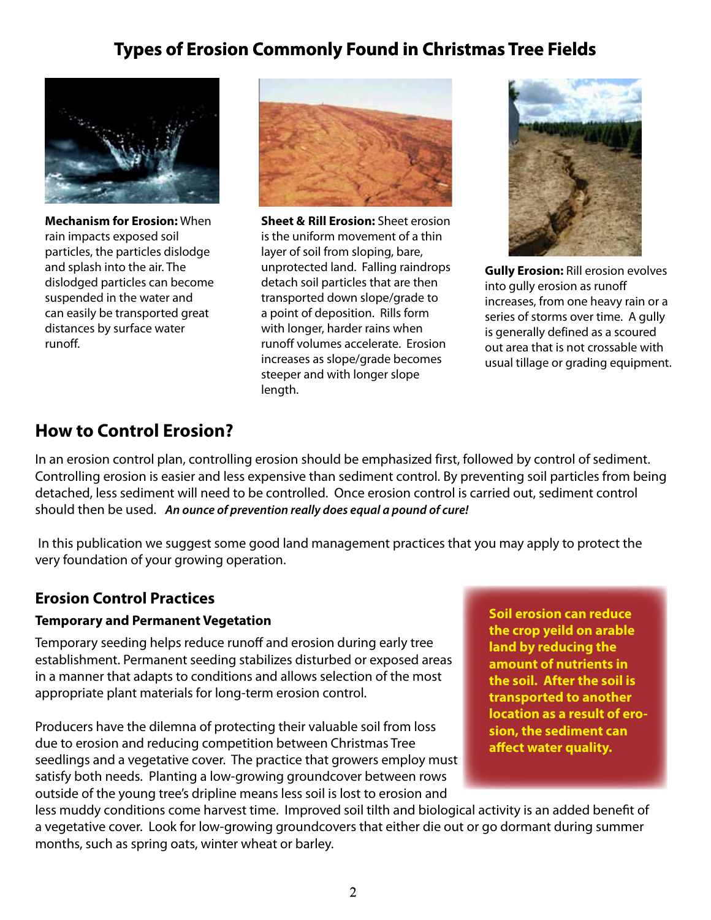## Types of Erosion Commonly Found in Christmas Tree Fields

**Mechanism for Erosion:** When rain impacts exposed soil particles, the particles dislodge and splash into the air. The dislodged particles can become suspended in the water and can easily be transported great distances by surface water runoff.

**Sheet & Rill Erosion:** Sheet erosion is the uniform movement of a thin layer of soil from sloping, bare, unprotected land. Falling raindrops detach soil particles that are then transported down slope/grade to a point of deposition. Rills form with longer, harder rains when runoff volumes accelerate. Erosion increases as slope/grade becomes steeper and with longer slope length.

**Gully Erosion:** Rill erosion evolves into gully erosion as runoff increases, from one heavy rain or a series of storms over time. A gully is generally defined as a scoured out area that is not crossable with usual tillage or grading equipment.

## How to Control Erosion?

In an erosion control plan, controlling erosion should be emphasized first, followed by control of sediment. Controlling erosion is easier and less expensive than sediment control. By preventing soil particles from being detached, less sediment will need to be controlled. Once erosion control is carried out, sediment control should then be used. ***An ounce of prevention really does equal a pound of cure!***

In this publication we suggest some good land management practices that you may apply to protect the very foundation of your growing operation.

### Erosion Control Practices

#### Temporary and Permanent Vegetation

Temporary seeding helps reduce runoff and erosion during early tree establishment. Permanent seeding stabilizes disturbed or exposed areas in a manner that adapts to conditions and allows selection of the most appropriate plant materials for long-term erosion control.

Producers have the dilemna of protecting their valuable soil from loss due to erosion and reducing competition between Christmas Tree seedlings and a vegetative cover. The practice that growers employ must satisfy both needs. Planting a low-growing groundcover between rows outside of the young tree's dripline means less soil is lost to erosion and less muddy conditions come harvest time. Improved soil tilth and biological activity is an added benefit of a vegetative cover. Look for low-growing groundcovers that either die out or go dormant during summer months, such as spring oats, winter wheat or barley.

**Soil erosion can reduce the crop yeild on arable land by reducing the amount of nutrients in the soil. After the soil is transported to another location as a result of erosion, the sediment can affect water quality.**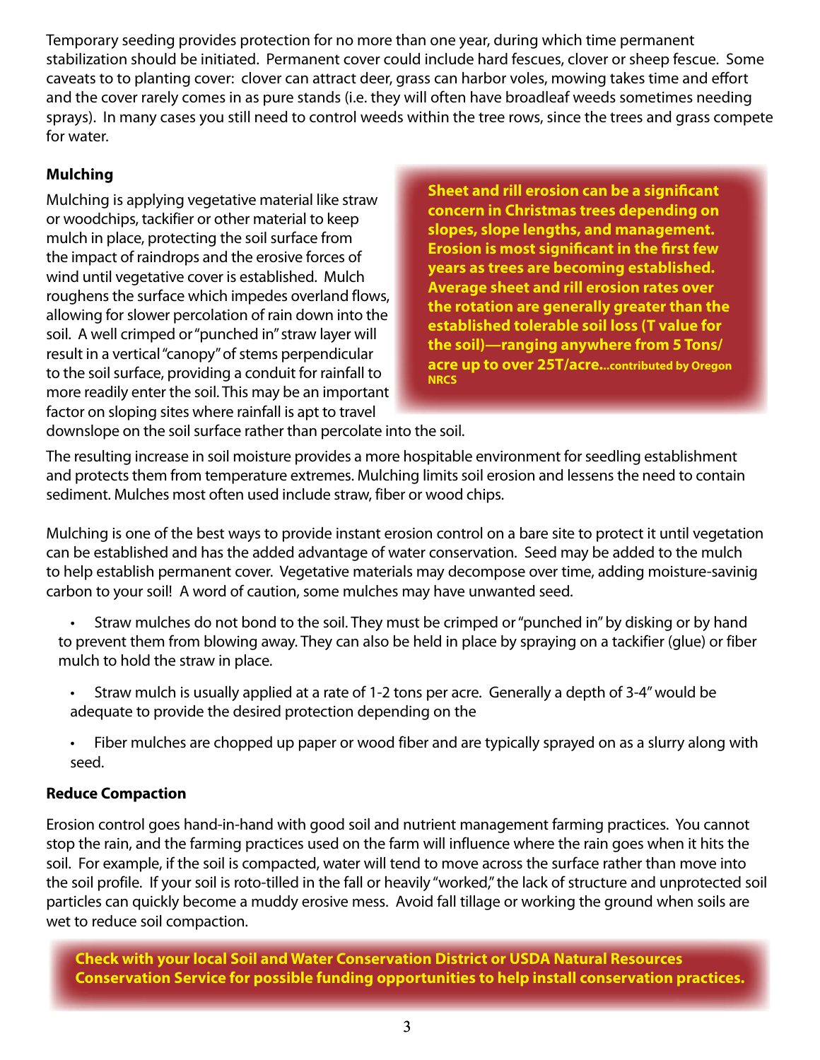Temporary seeding provides protection for no more than one year, during which time permanent stabilization should be initiated. Permanent cover could include hard fescues, clover or sheep fescue. Some caveats to to planting cover: clover can attract deer, grass can harbor voles, mowing takes time and effort and the cover rarely comes in as pure stands (i.e. they will often have broadleaf weeds sometimes needing sprays). In many cases you still need to control weeds within the tree rows, since the trees and grass compete for water.

### Mulching

Mulching is applying vegetative material like straw or woodchips, tackifier or other material to keep mulch in place, protecting the soil surface from the impact of raindrops and the erosive forces of wind until vegetative cover is established. Mulch roughens the surface which impedes overland flows, allowing for slower percolation of rain down into the soil. A well crimped or "punched in" straw layer will result in a vertical "canopy" of stems perpendicular to the soil surface, providing a conduit for rainfall to more readily enter the soil. This may be an important factor on sloping sites where rainfall is apt to travel downslope on the soil surface rather than percolate into the soil.

**Sheet and rill erosion can be a significant concern in Christmas trees depending on slopes, slope lengths, and management. Erosion is most significant in the first few years as trees are becoming established. Average sheet and rill erosion rates over the rotation are generally greater than the established tolerable soil loss (T value for the soil)—ranging anywhere from 5 Tons/acre up to over 25T/acre...contributed by Oregon NRCS**

The resulting increase in soil moisture provides a more hospitable environment for seedling establishment and protects them from temperature extremes. Mulching limits soil erosion and lessens the need to contain sediment. Mulches most often used include straw, fiber or wood chips.

Mulching is one of the best ways to provide instant erosion control on a bare site to protect it until vegetation can be established and has the added advantage of water conservation. Seed may be added to the mulch to help establish permanent cover. Vegetative materials may decompose over time, adding moisture-savinig carbon to your soil! A word of caution, some mulches may have unwanted seed.

- Straw mulches do not bond to the soil. They must be crimped or "punched in" by disking or by hand to prevent them from blowing away. They can also be held in place by spraying on a tackifier (glue) or fiber mulch to hold the straw in place.
- Straw mulch is usually applied at a rate of 1-2 tons per acre. Generally a depth of 3-4" would be adequate to provide the desired protection depending on the
- Fiber mulches are chopped up paper or wood fiber and are typically sprayed on as a slurry along with seed.

### Reduce Compaction

Erosion control goes hand-in-hand with good soil and nutrient management farming practices. You cannot stop the rain, and the farming practices used on the farm will influence where the rain goes when it hits the soil. For example, if the soil is compacted, water will tend to move across the surface rather than move into the soil profile. If your soil is roto-tilled in the fall or heavily "worked," the lack of structure and unprotected soil particles can quickly become a muddy erosive mess. Avoid fall tillage or working the ground when soils are wet to reduce soil compaction.

**Check with your local Soil and Water Conservation District or USDA Natural Resources Conservation Service for possible funding opportunities to help install conservation practices.**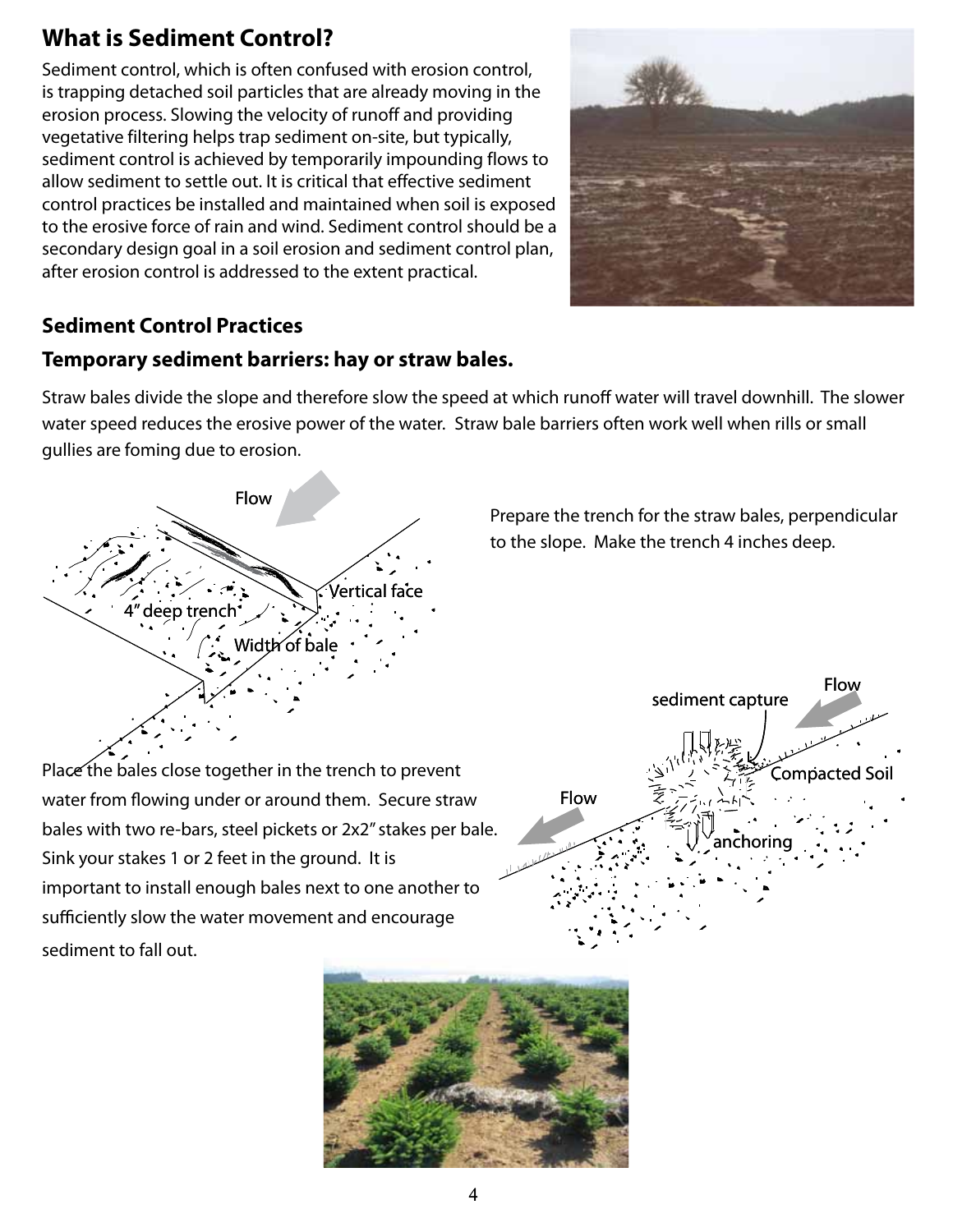## What is Sediment Control?

Sediment control, which is often confused with erosion control, is trapping detached soil particles that are already moving in the erosion process. Slowing the velocity of runoff and providing vegetative filtering helps trap sediment on-site, but typically, sediment control is achieved by temporarily impounding flows to allow sediment to settle out. It is critical that effective sediment control practices be installed and maintained when soil is exposed to the erosive force of rain and wind. Sediment control should be a secondary design goal in a soil erosion and sediment control plan, after erosion control is addressed to the extent practical.

### Sediment Control Practices

### Temporary sediment barriers: hay or straw bales.

Straw bales divide the slope and therefore slow the speed at which runoff water will travel downhill. The slower water speed reduces the erosive power of the water. Straw bale barriers often work well when rills or small gullies are foming due to erosion.

Flow

Vertical face

4" deep trench

Width of bale

Prepare the trench for the straw bales, perpendicular to the slope. Make the trench 4 inches deep.

Place the bales close together in the trench to prevent water from flowing under or around them. Secure straw bales with two re-bars, steel pickets or 2x2" stakes per bale. Sink your stakes 1 or 2 feet in the ground. It is important to install enough bales next to one another to sufficiently slow the water movement and encourage sediment to fall out.

Flow

sediment capture

Compacted Soil

Flow

anchoring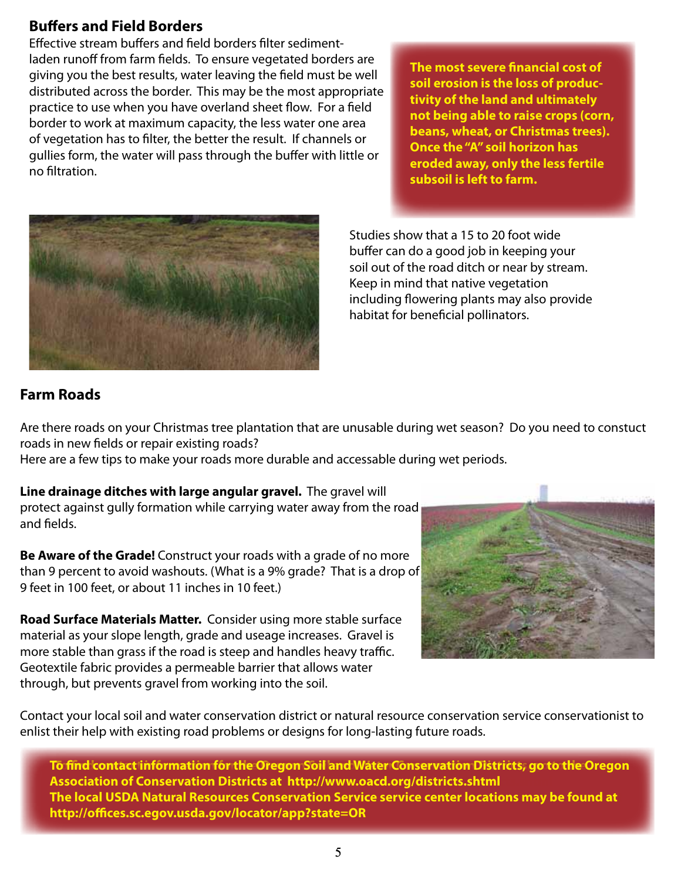## Buffers and Field Borders

Effective stream buffers and field borders filter sediment-laden runoff from farm fields. To ensure vegetated borders are giving you the best results, water leaving the field must be well distributed across the border. This may be the most appropriate practice to use when you have overland sheet flow. For a field border to work at maximum capacity, the less water one area of vegetation has to filter, the better the result. If channels or gullies form, the water will pass through the buffer with little or no filtration.

**The most severe financial cost of soil erosion is the loss of productivity of the land and ultimately not being able to raise crops (corn, beans, wheat, or Christmas trees). Once the "A" soil horizon has eroded away, only the less fertile subsoil is left to farm.**

Studies show that a 15 to 20 foot wide buffer can do a good job in keeping your soil out of the road ditch or near by stream. Keep in mind that native vegetation including flowering plants may also provide habitat for beneficial pollinators.

## Farm Roads

Are there roads on your Christmas tree plantation that are unusable during wet season? Do you need to constuct roads in new fields or repair existing roads?
Here are a few tips to make your roads more durable and accessable during wet periods.

**Line drainage ditches with large angular gravel.** The gravel will protect against gully formation while carrying water away from the road and fields.

**Be Aware of the Grade!** Construct your roads with a grade of no more than 9 percent to avoid washouts. (What is a 9% grade? That is a drop of 9 feet in 100 feet, or about 11 inches in 10 feet.)

**Road Surface Materials Matter.** Consider using more stable surface material as your slope length, grade and useage increases. Gravel is more stable than grass if the road is steep and handles heavy traffic. Geotextile fabric provides a permeable barrier that allows water through, but prevents gravel from working into the soil.

Contact your local soil and water conservation district or natural resource conservation service conservationist to enlist their help with existing road problems or designs for long-lasting future roads.

**To find contact information for the Oregon Soil and Water Conservation Districts, go to the Oregon Association of Conservation Districts at http://www.oacd.org/districts.shtml**
**The local USDA Natural Resources Conservation Service service center locations may be found at http://offices.sc.egov.usda.gov/locator/app?state=OR**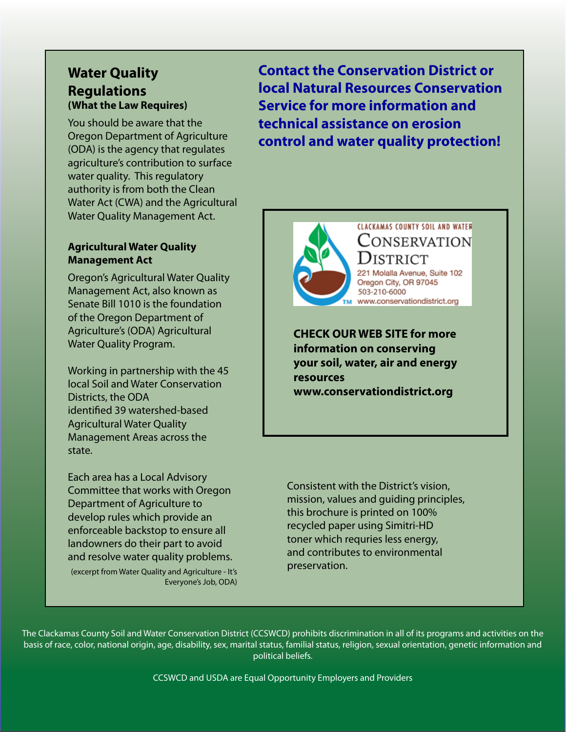## Water Quality Regulations

### (What the Law Requires)

You should be aware that the Oregon Department of Agriculture (ODA) is the agency that regulates agriculture's contribution to surface water quality. This regulatory authority is from both the Clean Water Act (CWA) and the Agricultural Water Quality Management Act.

### Agricultural Water Quality Management Act

Oregon's Agricultural Water Quality Management Act, also known as Senate Bill 1010 is the foundation of the Oregon Department of Agriculture's (ODA) Agricultural Water Quality Program.

Working in partnership with the 45 local Soil and Water Conservation Districts, the ODA identified 39 watershed-based Agricultural Water Quality Management Areas across the state.

Each area has a Local Advisory Committee that works with Oregon Department of Agriculture to develop rules which provide an enforceable backstop to ensure all landowners do their part to avoid and resolve water quality problems.

(excerpt from Water Quality and Agriculture - It's Everyone's Job, ODA)

**Contact the Conservation District or local Natural Resources Conservation Service for more information and technical assistance on erosion control and water quality protection!**

CLACKAMAS COUNTY SOIL AND WATER
CONSERVATION DISTRICT
221 Molalla Avenue, Suite 102
Oregon City, OR 97045
503-210-6000
TM www.conservationdistrict.org

**CHECK OUR WEB SITE for more information on conserving your soil, water, air and energy resources**
**www.conservationdistrict.org**

Consistent with the District's vision, mission, values and guiding principles, this brochure is printed on 100% recycled paper using Simitri-HD toner which requries less energy, and contributes to environmental preservation.

The Clackamas County Soil and Water Conservation District (CCSWCD) prohibits discrimination in all of its programs and activities on the basis of race, color, national origin, age, disability, sex, marital status, familial status, religion, sexual orientation, genetic information and political beliefs.

CCSWCD and USDA are Equal Opportunity Employers and Providers